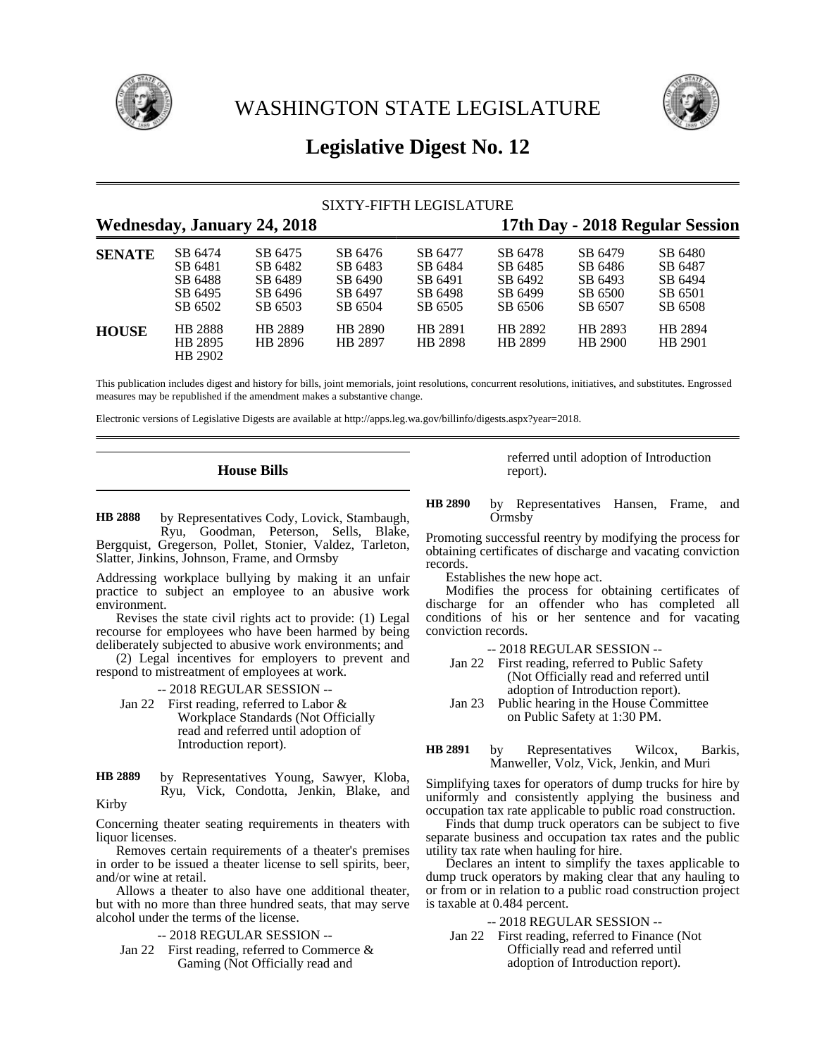# WASHINGTON STATE LEGISLATURE

## Legislative Digest No. 12

SIXTY-FIFTH LEGISLATURE

**Wednesday, January 24, 2018** — **17th Day - 2018 Regular Session**

| | | | | | | | |
|---|---|---|---|---|---|---|---|
| **SENATE** | SB 6474 | SB 6475 | SB 6476 | SB 6477 | SB 6478 | SB 6479 | SB 6480 |
| | SB 6481 | SB 6482 | SB 6483 | SB 6484 | SB 6485 | SB 6486 | SB 6487 |
| | SB 6488 | SB 6489 | SB 6490 | SB 6491 | SB 6492 | SB 6493 | SB 6494 |
| | SB 6495 | SB 6496 | SB 6497 | SB 6498 | SB 6499 | SB 6500 | SB 6501 |
| | SB 6502 | SB 6503 | SB 6504 | SB 6505 | SB 6506 | SB 6507 | SB 6508 |
| **HOUSE** | HB 2888 | HB 2889 | HB 2890 | HB 2891 | HB 2892 | HB 2893 | HB 2894 |
| | HB 2895 | HB 2896 | HB 2897 | HB 2898 | HB 2899 | HB 2900 | HB 2901 |
| | HB 2902 | | | | | | |

This publication includes digest and history for bills, joint memorials, joint resolutions, concurrent resolutions, initiatives, and substitutes. Engrossed measures may be republished if the amendment makes a substantive change.

Electronic versions of Legislative Digests are available at http://apps.leg.wa.gov/billinfo/digests.aspx?year=2018.

### House Bills

**HB 2888** by Representatives Cody, Lovick, Stambaugh, Ryu, Goodman, Peterson, Sells, Blake, Bergquist, Gregerson, Pollet, Stonier, Valdez, Tarleton, Slatter, Jinkins, Johnson, Frame, and Ormsby

Addressing workplace bullying by making it an unfair practice to subject an employee to an abusive work environment.

Revises the state civil rights act to provide: (1) Legal recourse for employees who have been harmed by being deliberately subjected to abusive work environments; and

(2) Legal incentives for employers to prevent and respond to mistreatment of employees at work.

-- 2018 REGULAR SESSION --

Jan 22 First reading, referred to Labor & Workplace Standards (Not Officially read and referred until adoption of Introduction report).

**HB 2889** by Representatives Young, Sawyer, Kloba, Ryu, Vick, Condotta, Jenkin, Blake, and Kirby

Concerning theater seating requirements in theaters with liquor licenses.

Removes certain requirements of a theater's premises in order to be issued a theater license to sell spirits, beer, and/or wine at retail.

Allows a theater to also have one additional theater, but with no more than three hundred seats, that may serve alcohol under the terms of the license.

-- 2018 REGULAR SESSION --

Jan 22 First reading, referred to Commerce & Gaming (Not Officially read and referred until adoption of Introduction report).

**HB 2890** by Representatives Hansen, Frame, and Ormsby

Promoting successful reentry by modifying the process for obtaining certificates of discharge and vacating conviction records.

Establishes the new hope act.

Modifies the process for obtaining certificates of discharge for an offender who has completed all conditions of his or her sentence and for vacating conviction records.

-- 2018 REGULAR SESSION --

Jan 22 First reading, referred to Public Safety (Not Officially read and referred until adoption of Introduction report).

Jan 23 Public hearing in the House Committee on Public Safety at 1:30 PM.

**HB 2891** by Representatives Wilcox, Barkis, Manweller, Volz, Vick, Jenkin, and Muri

Simplifying taxes for operators of dump trucks for hire by uniformly and consistently applying the business and occupation tax rate applicable to public road construction.

Finds that dump truck operators can be subject to five separate business and occupation tax rates and the public utility tax rate when hauling for hire.

Declares an intent to simplify the taxes applicable to dump truck operators by making clear that any hauling to or from or in relation to a public road construction project is taxable at 0.484 percent.

-- 2018 REGULAR SESSION --

Jan 22 First reading, referred to Finance (Not Officially read and referred until adoption of Introduction report).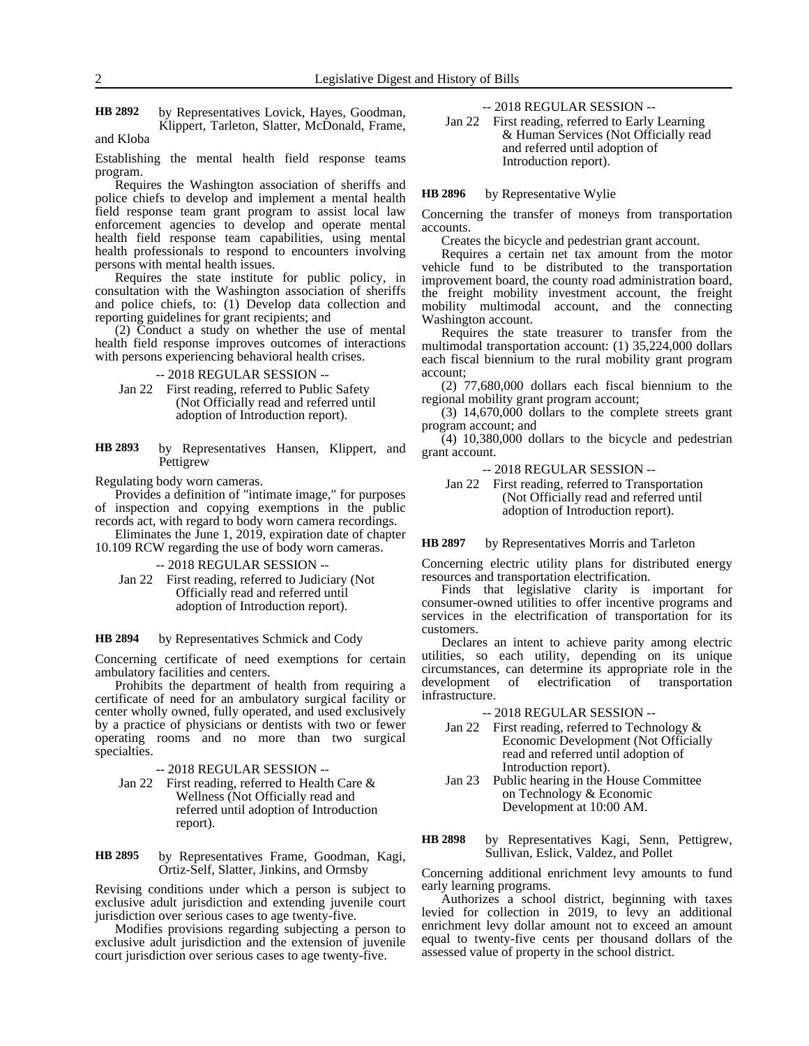**HB 2892** by Representatives Lovick, Hayes, Goodman, Klippert, Tarleton, Slatter, McDonald, Frame, and Kloba

Establishing the mental health field response teams program.

Requires the Washington association of sheriffs and police chiefs to develop and implement a mental health field response team grant program to assist local law enforcement agencies to develop and operate mental health field response team capabilities, using mental health professionals to respond to encounters involving persons with mental health issues.

Requires the state institute for public policy, in consultation with the Washington association of sheriffs and police chiefs, to: (1) Develop data collection and reporting guidelines for grant recipients; and

(2) Conduct a study on whether the use of mental health field response improves outcomes of interactions with persons experiencing behavioral health crises.

-- 2018 REGULAR SESSION --

Jan 22 First reading, referred to Public Safety (Not Officially read and referred until adoption of Introduction report).

**HB 2893** by Representatives Hansen, Klippert, and Pettigrew

Regulating body worn cameras.

Provides a definition of "intimate image," for purposes of inspection and copying exemptions in the public records act, with regard to body worn camera recordings.

Eliminates the June 1, 2019, expiration date of chapter 10.109 RCW regarding the use of body worn cameras.

-- 2018 REGULAR SESSION --

Jan 22 First reading, referred to Judiciary (Not Officially read and referred until adoption of Introduction report).

**HB 2894** by Representatives Schmick and Cody

Concerning certificate of need exemptions for certain ambulatory facilities and centers.

Prohibits the department of health from requiring a certificate of need for an ambulatory surgical facility or center wholly owned, fully operated, and used exclusively by a practice of physicians or dentists with two or fewer operating rooms and no more than two surgical specialties.

-- 2018 REGULAR SESSION --

Jan 22 First reading, referred to Health Care & Wellness (Not Officially read and referred until adoption of Introduction report).

**HB 2895** by Representatives Frame, Goodman, Kagi, Ortiz-Self, Slatter, Jinkins, and Ormsby

Revising conditions under which a person is subject to exclusive adult jurisdiction and extending juvenile court jurisdiction over serious cases to age twenty-five.

Modifies provisions regarding subjecting a person to exclusive adult jurisdiction and the extension of juvenile court jurisdiction over serious cases to age twenty-five.

-- 2018 REGULAR SESSION --

Jan 22 First reading, referred to Early Learning & Human Services (Not Officially read and referred until adoption of Introduction report).

**HB 2896** by Representative Wylie

Concerning the transfer of moneys from transportation accounts.

Creates the bicycle and pedestrian grant account.

Requires a certain net tax amount from the motor vehicle fund to be distributed to the transportation improvement board, the county road administration board, the freight mobility investment account, the freight mobility multimodal account, and the connecting Washington account.

Requires the state treasurer to transfer from the multimodal transportation account: (1) 35,224,000 dollars each fiscal biennium to the rural mobility grant program account;

(2) 77,680,000 dollars each fiscal biennium to the regional mobility grant program account;

(3) 14,670,000 dollars to the complete streets grant program account; and

(4) 10,380,000 dollars to the bicycle and pedestrian grant account.

-- 2018 REGULAR SESSION --

Jan 22 First reading, referred to Transportation (Not Officially read and referred until adoption of Introduction report).

**HB 2897** by Representatives Morris and Tarleton

Concerning electric utility plans for distributed energy resources and transportation electrification.

Finds that legislative clarity is important for consumer-owned utilities to offer incentive programs and services in the electrification of transportation for its customers.

Declares an intent to achieve parity among electric utilities, so each utility, depending on its unique circumstances, can determine its appropriate role in the development of electrification of transportation infrastructure.

-- 2018 REGULAR SESSION --

Jan 22 First reading, referred to Technology & Economic Development (Not Officially read and referred until adoption of Introduction report).

Jan 23 Public hearing in the House Committee on Technology & Economic Development at 10:00 AM.

**HB 2898** by Representatives Kagi, Senn, Pettigrew, Sullivan, Eslick, Valdez, and Pollet

Concerning additional enrichment levy amounts to fund early learning programs.

Authorizes a school district, beginning with taxes levied for collection in 2019, to levy an additional enrichment levy dollar amount not to exceed an amount equal to twenty-five cents per thousand dollars of the assessed value of property in the school district.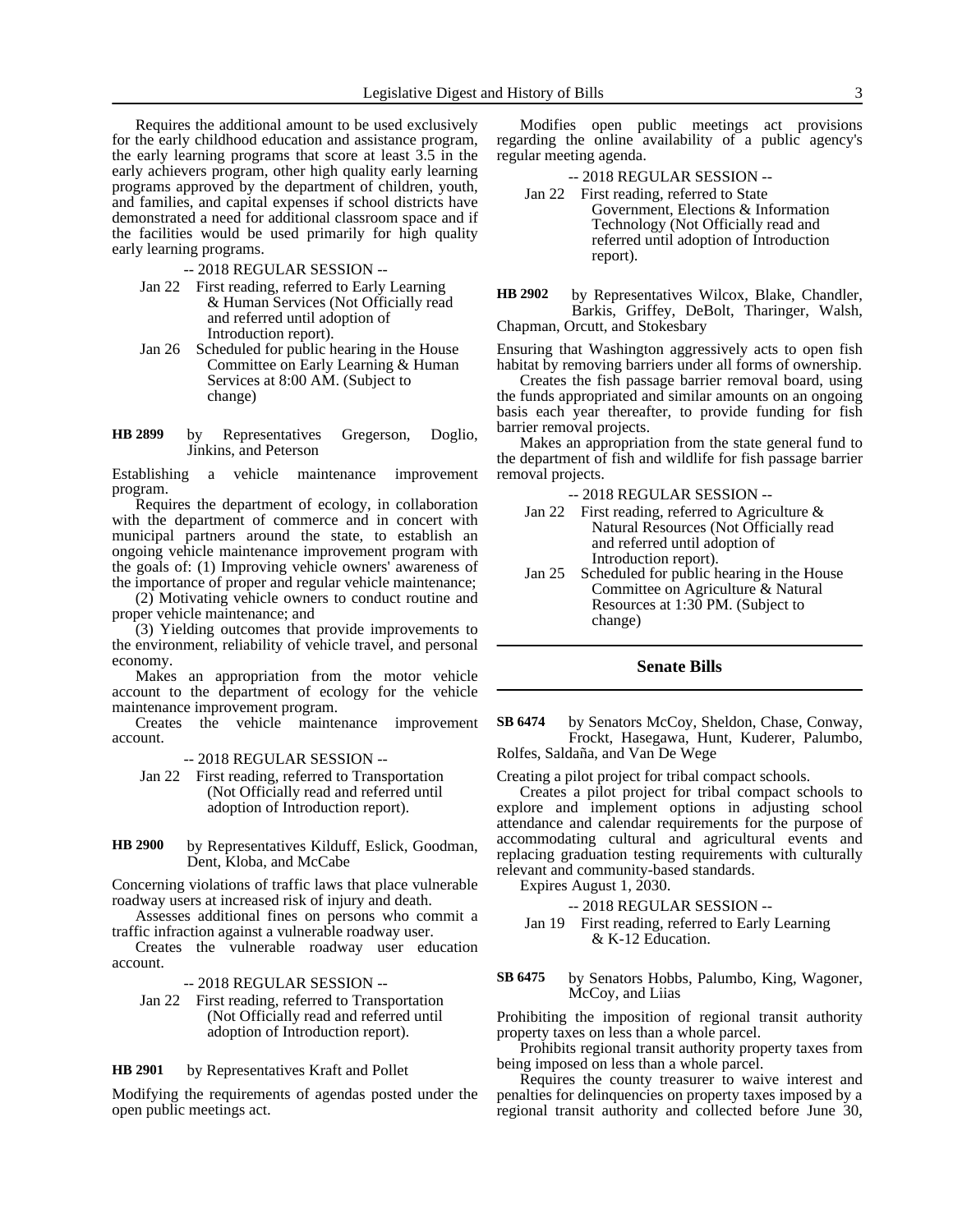Requires the additional amount to be used exclusively for the early childhood education and assistance program, the early learning programs that score at least 3.5 in the early achievers program, other high quality early learning programs approved by the department of children, youth, and families, and capital expenses if school districts have demonstrated a need for additional classroom space and if the facilities would be used primarily for high quality early learning programs.

-- 2018 REGULAR SESSION --

Jan 22 First reading, referred to Early Learning & Human Services (Not Officially read and referred until adoption of Introduction report).

Jan 26 Scheduled for public hearing in the House Committee on Early Learning & Human Services at 8:00 AM. (Subject to change)

**HB 2899** by Representatives Gregerson, Doglio, Jinkins, and Peterson

Establishing a vehicle maintenance improvement program.

Requires the department of ecology, in collaboration with the department of commerce and in concert with municipal partners around the state, to establish an ongoing vehicle maintenance improvement program with the goals of: (1) Improving vehicle owners' awareness of the importance of proper and regular vehicle maintenance;

(2) Motivating vehicle owners to conduct routine and proper vehicle maintenance; and

(3) Yielding outcomes that provide improvements to the environment, reliability of vehicle travel, and personal economy.

Makes an appropriation from the motor vehicle account to the department of ecology for the vehicle maintenance improvement program.

Creates the vehicle maintenance improvement account.

-- 2018 REGULAR SESSION --

Jan 22 First reading, referred to Transportation (Not Officially read and referred until adoption of Introduction report).

**HB 2900** by Representatives Kilduff, Eslick, Goodman, Dent, Kloba, and McCabe

Concerning violations of traffic laws that place vulnerable roadway users at increased risk of injury and death.

Assesses additional fines on persons who commit a traffic infraction against a vulnerable roadway user.

Creates the vulnerable roadway user education account.

-- 2018 REGULAR SESSION --

Jan 22 First reading, referred to Transportation (Not Officially read and referred until adoption of Introduction report).

**HB 2901** by Representatives Kraft and Pollet

Modifying the requirements of agendas posted under the open public meetings act.

Modifies open public meetings act provisions regarding the online availability of a public agency's regular meeting agenda.

-- 2018 REGULAR SESSION --

Jan 22 First reading, referred to State Government, Elections & Information Technology (Not Officially read and referred until adoption of Introduction report).

**HB 2902** by Representatives Wilcox, Blake, Chandler, Barkis, Griffey, DeBolt, Tharinger, Walsh, Chapman, Orcutt, and Stokesbary

Ensuring that Washington aggressively acts to open fish habitat by removing barriers under all forms of ownership.

Creates the fish passage barrier removal board, using the funds appropriated and similar amounts on an ongoing basis each year thereafter, to provide funding for fish barrier removal projects.

Makes an appropriation from the state general fund to the department of fish and wildlife for fish passage barrier removal projects.

-- 2018 REGULAR SESSION --

Jan 22 First reading, referred to Agriculture & Natural Resources (Not Officially read and referred until adoption of Introduction report).

Jan 25 Scheduled for public hearing in the House Committee on Agriculture & Natural Resources at 1:30 PM. (Subject to change)

## Senate Bills

**SB 6474** by Senators McCoy, Sheldon, Chase, Conway, Frockt, Hasegawa, Hunt, Kuderer, Palumbo, Rolfes, Saldaña, and Van De Wege

Creating a pilot project for tribal compact schools.

Creates a pilot project for tribal compact schools to explore and implement options in adjusting school attendance and calendar requirements for the purpose of accommodating cultural and agricultural events and replacing graduation testing requirements with culturally relevant and community-based standards.

Expires August 1, 2030.

-- 2018 REGULAR SESSION --

Jan 19 First reading, referred to Early Learning & K-12 Education.

**SB 6475** by Senators Hobbs, Palumbo, King, Wagoner, McCoy, and Liias

Prohibiting the imposition of regional transit authority property taxes on less than a whole parcel.

Prohibits regional transit authority property taxes from being imposed on less than a whole parcel.

Requires the county treasurer to waive interest and penalties for delinquencies on property taxes imposed by a regional transit authority and collected before June 30,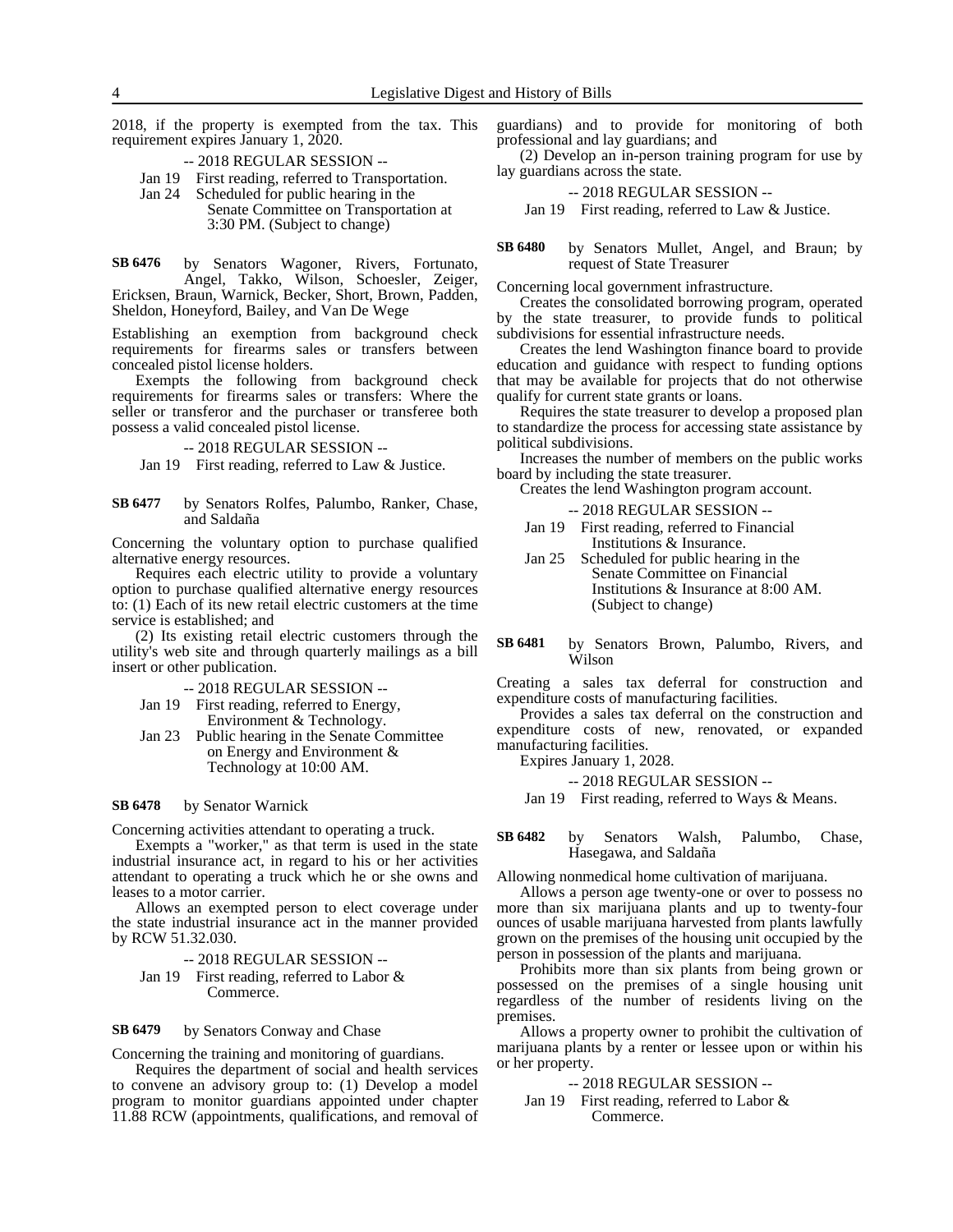2018, if the property is exempted from the tax. This requirement expires January 1, 2020.

-- 2018 REGULAR SESSION --

Jan 19 First reading, referred to Transportation.

Jan 24 Scheduled for public hearing in the Senate Committee on Transportation at 3:30 PM. (Subject to change)

**SB 6476** by Senators Wagoner, Rivers, Fortunato, Angel, Takko, Wilson, Schoesler, Zeiger, Ericksen, Braun, Warnick, Becker, Short, Brown, Padden, Sheldon, Honeyford, Bailey, and Van De Wege

Establishing an exemption from background check requirements for firearms sales or transfers between concealed pistol license holders.

Exempts the following from background check requirements for firearms sales or transfers: Where the seller or transferor and the purchaser or transferee both possess a valid concealed pistol license.

-- 2018 REGULAR SESSION --

Jan 19 First reading, referred to Law & Justice.

**SB 6477** by Senators Rolfes, Palumbo, Ranker, Chase, and Saldaña

Concerning the voluntary option to purchase qualified alternative energy resources.

Requires each electric utility to provide a voluntary option to purchase qualified alternative energy resources to: (1) Each of its new retail electric customers at the time service is established; and

(2) Its existing retail electric customers through the utility's web site and through quarterly mailings as a bill insert or other publication.

-- 2018 REGULAR SESSION --

Jan 19 First reading, referred to Energy, Environment & Technology.

Jan 23 Public hearing in the Senate Committee on Energy and Environment & Technology at 10:00 AM.

**SB 6478** by Senator Warnick

Concerning activities attendant to operating a truck.

Exempts a "worker," as that term is used in the state industrial insurance act, in regard to his or her activities attendant to operating a truck which he or she owns and leases to a motor carrier.

Allows an exempted person to elect coverage under the state industrial insurance act in the manner provided by RCW 51.32.030.

-- 2018 REGULAR SESSION --

Jan 19 First reading, referred to Labor & Commerce.

**SB 6479** by Senators Conway and Chase

Concerning the training and monitoring of guardians.

Requires the department of social and health services to convene an advisory group to: (1) Develop a model program to monitor guardians appointed under chapter 11.88 RCW (appointments, qualifications, and removal of guardians) and to provide for monitoring of both professional and lay guardians; and

(2) Develop an in-person training program for use by lay guardians across the state.

-- 2018 REGULAR SESSION --

Jan 19 First reading, referred to Law & Justice.

**SB 6480** by Senators Mullet, Angel, and Braun; by request of State Treasurer

Concerning local government infrastructure.

Creates the consolidated borrowing program, operated by the state treasurer, to provide funds to political subdivisions for essential infrastructure needs.

Creates the lend Washington finance board to provide education and guidance with respect to funding options that may be available for projects that do not otherwise qualify for current state grants or loans.

Requires the state treasurer to develop a proposed plan to standardize the process for accessing state assistance by political subdivisions.

Increases the number of members on the public works board by including the state treasurer.

Creates the lend Washington program account.

-- 2018 REGULAR SESSION --

Jan 19 First reading, referred to Financial Institutions & Insurance.

Jan 25 Scheduled for public hearing in the Senate Committee on Financial Institutions & Insurance at 8:00 AM. (Subject to change)

**SB 6481** by Senators Brown, Palumbo, Rivers, and Wilson

Creating a sales tax deferral for construction and expenditure costs of manufacturing facilities.

Provides a sales tax deferral on the construction and expenditure costs of new, renovated, or expanded manufacturing facilities.

Expires January 1, 2028.

-- 2018 REGULAR SESSION --

Jan 19 First reading, referred to Ways & Means.

**SB 6482** by Senators Walsh, Palumbo, Chase, Hasegawa, and Saldaña

Allowing nonmedical home cultivation of marijuana.

Allows a person age twenty-one or over to possess no more than six marijuana plants and up to twenty-four ounces of usable marijuana harvested from plants lawfully grown on the premises of the housing unit occupied by the person in possession of the plants and marijuana.

Prohibits more than six plants from being grown or possessed on the premises of a single housing unit regardless of the number of residents living on the premises.

Allows a property owner to prohibit the cultivation of marijuana plants by a renter or lessee upon or within his or her property.

-- 2018 REGULAR SESSION --

Jan 19 First reading, referred to Labor & Commerce.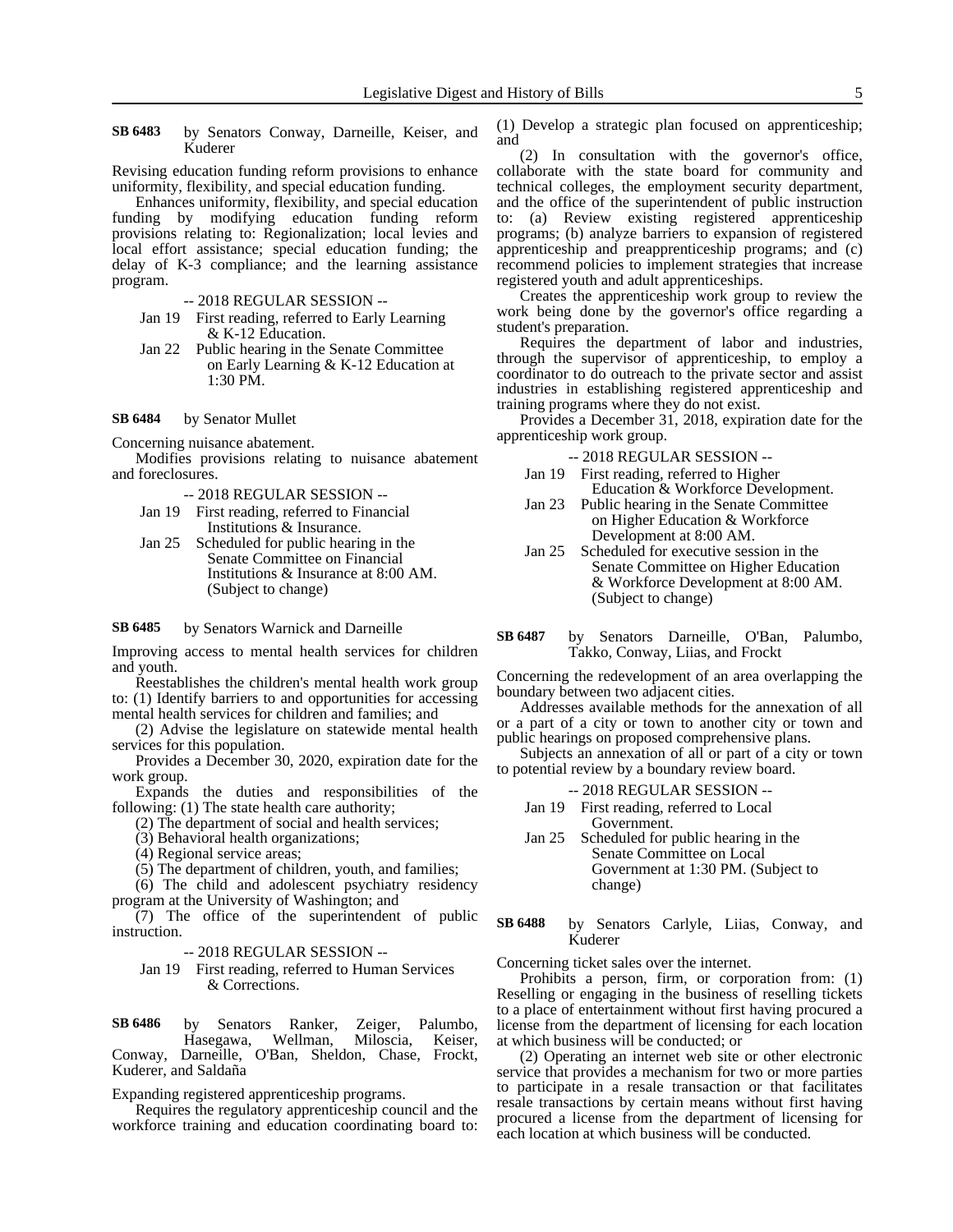**SB 6483** by Senators Conway, Darneille, Keiser, and Kuderer

Revising education funding reform provisions to enhance uniformity, flexibility, and special education funding.

Enhances uniformity, flexibility, and special education funding by modifying education funding reform provisions relating to: Regionalization; local levies and local effort assistance; special education funding; the delay of K-3 compliance; and the learning assistance program.

-- 2018 REGULAR SESSION --

Jan 19 First reading, referred to Early Learning & K-12 Education.

Jan 22 Public hearing in the Senate Committee on Early Learning & K-12 Education at 1:30 PM.

**SB 6484** by Senator Mullet

Concerning nuisance abatement.

Modifies provisions relating to nuisance abatement and foreclosures.

-- 2018 REGULAR SESSION --

Jan 19 First reading, referred to Financial Institutions & Insurance.

Jan 25 Scheduled for public hearing in the Senate Committee on Financial Institutions & Insurance at 8:00 AM. (Subject to change)

**SB 6485** by Senators Warnick and Darneille

Improving access to mental health services for children and youth.

Reestablishes the children's mental health work group to: (1) Identify barriers to and opportunities for accessing mental health services for children and families; and

(2) Advise the legislature on statewide mental health services for this population.

Provides a December 30, 2020, expiration date for the work group.

Expands the duties and responsibilities of the following: (1) The state health care authority;

(2) The department of social and health services;

(3) Behavioral health organizations;

(4) Regional service areas;

(5) The department of children, youth, and families;

(6) The child and adolescent psychiatry residency program at the University of Washington; and

(7) The office of the superintendent of public instruction.

-- 2018 REGULAR SESSION --

Jan 19 First reading, referred to Human Services & Corrections.

**SB 6486** by Senators Ranker, Zeiger, Palumbo, Hasegawa, Wellman, Miloscia, Keiser, Conway, Darneille, O'Ban, Sheldon, Chase, Frockt, Kuderer, and Saldaña

Expanding registered apprenticeship programs.

Requires the regulatory apprenticeship council and the workforce training and education coordinating board to: (1) Develop a strategic plan focused on apprenticeship; and

(2) In consultation with the governor's office, collaborate with the state board for community and technical colleges, the employment security department, and the office of the superintendent of public instruction to: (a) Review existing registered apprenticeship programs; (b) analyze barriers to expansion of registered apprenticeship and preapprenticeship programs; and (c) recommend policies to implement strategies that increase registered youth and adult apprenticeships.

Creates the apprenticeship work group to review the work being done by the governor's office regarding a student's preparation.

Requires the department of labor and industries, through the supervisor of apprenticeship, to employ a coordinator to do outreach to the private sector and assist industries in establishing registered apprenticeship and training programs where they do not exist.

Provides a December 31, 2018, expiration date for the apprenticeship work group.

-- 2018 REGULAR SESSION --

Jan 19 First reading, referred to Higher Education & Workforce Development.

Jan 23 Public hearing in the Senate Committee on Higher Education & Workforce Development at 8:00 AM.

Jan 25 Scheduled for executive session in the Senate Committee on Higher Education & Workforce Development at 8:00 AM. (Subject to change)

**SB 6487** by Senators Darneille, O'Ban, Palumbo, Takko, Conway, Liias, and Frockt

Concerning the redevelopment of an area overlapping the boundary between two adjacent cities.

Addresses available methods for the annexation of all or a part of a city or town to another city or town and public hearings on proposed comprehensive plans.

Subjects an annexation of all or part of a city or town to potential review by a boundary review board.

-- 2018 REGULAR SESSION --

Jan 19 First reading, referred to Local Government.

Jan 25 Scheduled for public hearing in the Senate Committee on Local Government at 1:30 PM. (Subject to change)

**SB 6488** by Senators Carlyle, Liias, Conway, and Kuderer

Concerning ticket sales over the internet.

Prohibits a person, firm, or corporation from: (1) Reselling or engaging in the business of reselling tickets to a place of entertainment without first having procured a license from the department of licensing for each location at which business will be conducted; or

(2) Operating an internet web site or other electronic service that provides a mechanism for two or more parties to participate in a resale transaction or that facilitates resale transactions by certain means without first having procured a license from the department of licensing for each location at which business will be conducted.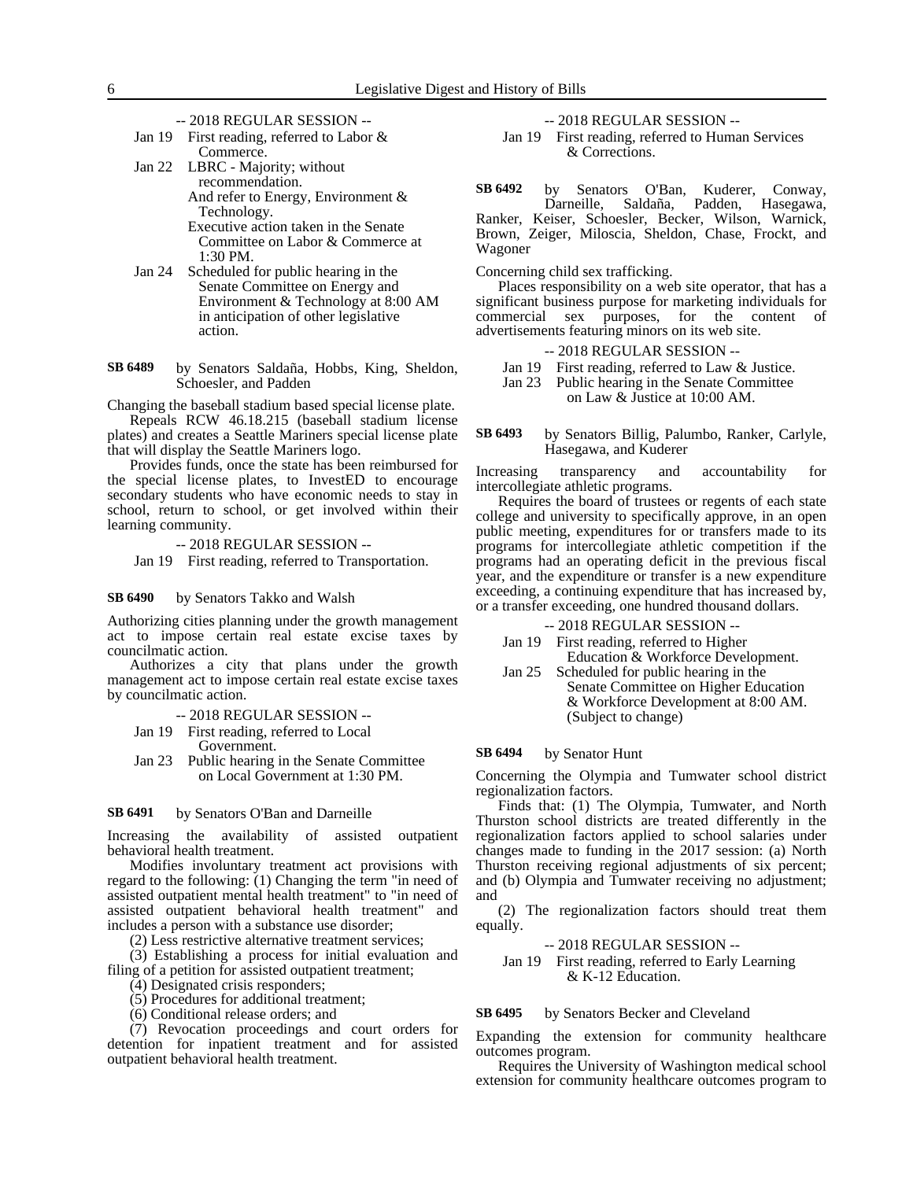-- 2018 REGULAR SESSION --

Jan 19 First reading, referred to Labor & Commerce.

Jan 22 LBRC - Majority; without recommendation.
And refer to Energy, Environment & Technology.
Executive action taken in the Senate Committee on Labor & Commerce at 1:30 PM.

Jan 24 Scheduled for public hearing in the Senate Committee on Energy and Environment & Technology at 8:00 AM in anticipation of other legislative action.

**SB 6489** by Senators Saldaña, Hobbs, King, Sheldon, Schoesler, and Padden

Changing the baseball stadium based special license plate.

Repeals RCW 46.18.215 (baseball stadium license plates) and creates a Seattle Mariners special license plate that will display the Seattle Mariners logo.

Provides funds, once the state has been reimbursed for the special license plates, to InvestED to encourage secondary students who have economic needs to stay in school, return to school, or get involved within their learning community.

-- 2018 REGULAR SESSION --

Jan 19 First reading, referred to Transportation.

**SB 6490** by Senators Takko and Walsh

Authorizing cities planning under the growth management act to impose certain real estate excise taxes by councilmatic action.

Authorizes a city that plans under the growth management act to impose certain real estate excise taxes by councilmatic action.

-- 2018 REGULAR SESSION --

Jan 19 First reading, referred to Local Government.

Jan 23 Public hearing in the Senate Committee on Local Government at 1:30 PM.

**SB 6491** by Senators O'Ban and Darneille

Increasing the availability of assisted outpatient behavioral health treatment.

Modifies involuntary treatment act provisions with regard to the following: (1) Changing the term "in need of assisted outpatient mental health treatment" to "in need of assisted outpatient behavioral health treatment" and includes a person with a substance use disorder;

(2) Less restrictive alternative treatment services;

(3) Establishing a process for initial evaluation and filing of a petition for assisted outpatient treatment;

(4) Designated crisis responders;

(5) Procedures for additional treatment;

(6) Conditional release orders; and

(7) Revocation proceedings and court orders for detention for inpatient treatment and for assisted outpatient behavioral health treatment.

-- 2018 REGULAR SESSION --

Jan 19 First reading, referred to Human Services & Corrections.

**SB 6492** by Senators O'Ban, Kuderer, Conway, Darneille, Saldaña, Padden, Hasegawa, Ranker, Keiser, Schoesler, Becker, Wilson, Warnick, Brown, Zeiger, Miloscia, Sheldon, Chase, Frockt, and Wagoner

Concerning child sex trafficking.

Places responsibility on a web site operator, that has a significant business purpose for marketing individuals for commercial sex purposes, for the content of advertisements featuring minors on its web site.

-- 2018 REGULAR SESSION --

Jan 19 First reading, referred to Law & Justice.

Jan 23 Public hearing in the Senate Committee on Law & Justice at 10:00 AM.

**SB 6493** by Senators Billig, Palumbo, Ranker, Carlyle, Hasegawa, and Kuderer

Increasing transparency and accountability for intercollegiate athletic programs.

Requires the board of trustees or regents of each state college and university to specifically approve, in an open public meeting, expenditures for or transfers made to its programs for intercollegiate athletic competition if the programs had an operating deficit in the previous fiscal year, and the expenditure or transfer is a new expenditure exceeding, a continuing expenditure that has increased by, or a transfer exceeding, one hundred thousand dollars.

-- 2018 REGULAR SESSION --

Jan 19 First reading, referred to Higher Education & Workforce Development.

Jan 25 Scheduled for public hearing in the Senate Committee on Higher Education & Workforce Development at 8:00 AM. (Subject to change)

**SB 6494** by Senator Hunt

Concerning the Olympia and Tumwater school district regionalization factors.

Finds that: (1) The Olympia, Tumwater, and North Thurston school districts are treated differently in the regionalization factors applied to school salaries under changes made to funding in the 2017 session: (a) North Thurston receiving regional adjustments of six percent; and (b) Olympia and Tumwater receiving no adjustment; and

(2) The regionalization factors should treat them equally.

-- 2018 REGULAR SESSION --

Jan 19 First reading, referred to Early Learning & K-12 Education.

**SB 6495** by Senators Becker and Cleveland

Expanding the extension for community healthcare outcomes program.

Requires the University of Washington medical school extension for community healthcare outcomes program to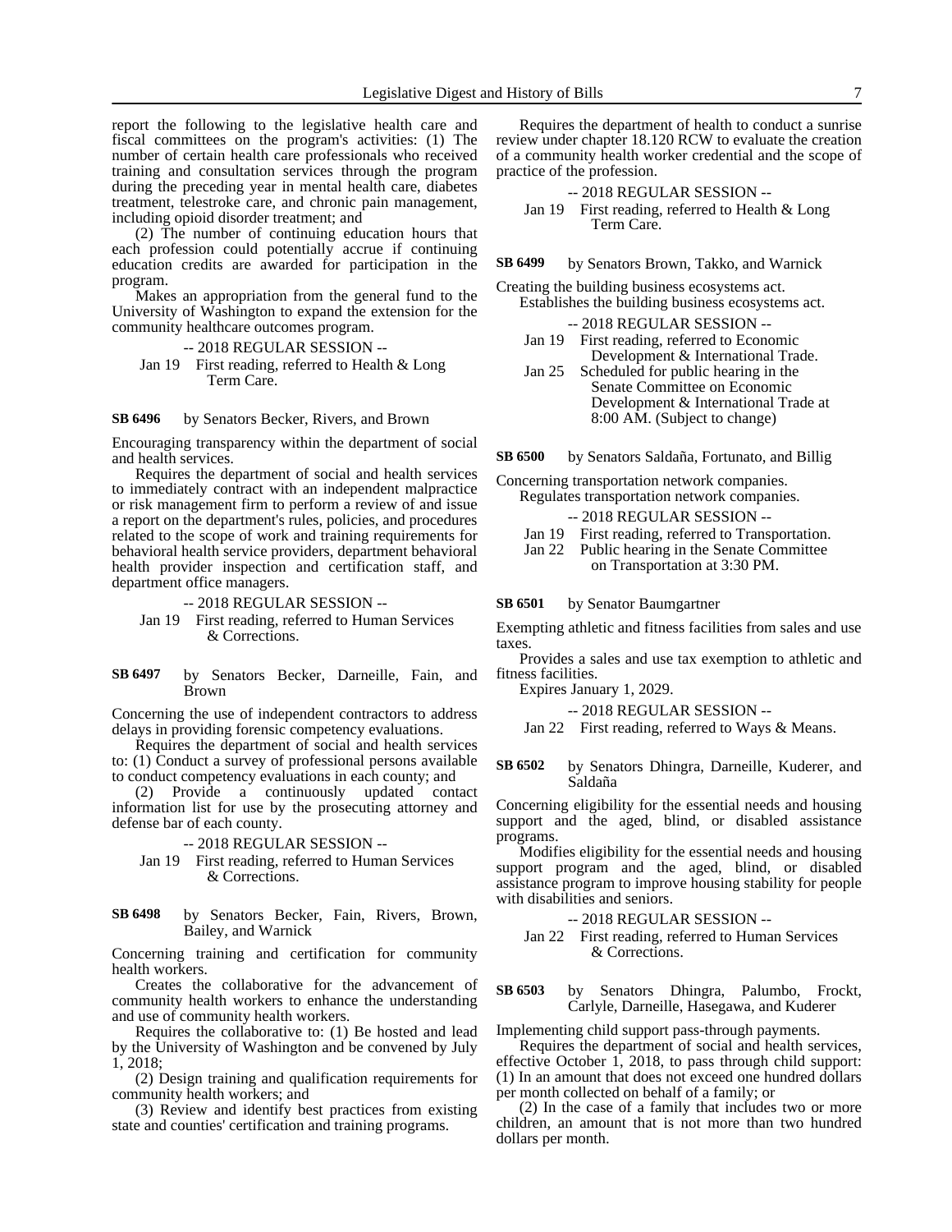report the following to the legislative health care and fiscal committees on the program's activities: (1) The number of certain health care professionals who received training and consultation services through the program during the preceding year in mental health care, diabetes treatment, telestroke care, and chronic pain management, including opioid disorder treatment; and

(2) The number of continuing education hours that each profession could potentially accrue if continuing education credits are awarded for participation in the program.

Makes an appropriation from the general fund to the University of Washington to expand the extension for the community healthcare outcomes program.

-- 2018 REGULAR SESSION --

Jan 19 First reading, referred to Health & Long Term Care.

**SB 6496** by Senators Becker, Rivers, and Brown

Encouraging transparency within the department of social and health services.

Requires the department of social and health services to immediately contract with an independent malpractice or risk management firm to perform a review of and issue a report on the department's rules, policies, and procedures related to the scope of work and training requirements for behavioral health service providers, department behavioral health provider inspection and certification staff, and department office managers.

-- 2018 REGULAR SESSION --

Jan 19 First reading, referred to Human Services & Corrections.

**SB 6497** by Senators Becker, Darneille, Fain, and Brown

Concerning the use of independent contractors to address delays in providing forensic competency evaluations.

Requires the department of social and health services to: (1) Conduct a survey of professional persons available to conduct competency evaluations in each county; and

(2) Provide a continuously updated contact information list for use by the prosecuting attorney and defense bar of each county.

-- 2018 REGULAR SESSION --

Jan 19 First reading, referred to Human Services & Corrections.

**SB 6498** by Senators Becker, Fain, Rivers, Brown, Bailey, and Warnick

Concerning training and certification for community health workers.

Creates the collaborative for the advancement of community health workers to enhance the understanding and use of community health workers.

Requires the collaborative to: (1) Be hosted and lead by the University of Washington and be convened by July 1, 2018;

(2) Design training and qualification requirements for community health workers; and

(3) Review and identify best practices from existing state and counties' certification and training programs.

Requires the department of health to conduct a sunrise review under chapter 18.120 RCW to evaluate the creation of a community health worker credential and the scope of practice of the profession.

-- 2018 REGULAR SESSION --

Jan 19 First reading, referred to Health & Long Term Care.

**SB 6499** by Senators Brown, Takko, and Warnick

Creating the building business ecosystems act.

Establishes the building business ecosystems act.

-- 2018 REGULAR SESSION --

Jan 19 First reading, referred to Economic Development & International Trade.

Jan 25 Scheduled for public hearing in the Senate Committee on Economic Development & International Trade at 8:00 AM. (Subject to change)

**SB 6500** by Senators Saldaña, Fortunato, and Billig

Concerning transportation network companies.

Regulates transportation network companies.

-- 2018 REGULAR SESSION --

Jan 19 First reading, referred to Transportation.

Jan 22 Public hearing in the Senate Committee on Transportation at 3:30 PM.

**SB 6501** by Senator Baumgartner

Exempting athletic and fitness facilities from sales and use taxes.

Provides a sales and use tax exemption to athletic and fitness facilities.

Expires January 1, 2029.

-- 2018 REGULAR SESSION --

Jan 22 First reading, referred to Ways & Means.

**SB 6502** by Senators Dhingra, Darneille, Kuderer, and Saldaña

Concerning eligibility for the essential needs and housing support and the aged, blind, or disabled assistance programs.

Modifies eligibility for the essential needs and housing support program and the aged, blind, or disabled assistance program to improve housing stability for people with disabilities and seniors.

-- 2018 REGULAR SESSION --

Jan 22 First reading, referred to Human Services & Corrections.

**SB 6503** by Senators Dhingra, Palumbo, Frockt, Carlyle, Darneille, Hasegawa, and Kuderer

Implementing child support pass-through payments.

Requires the department of social and health services, effective October 1, 2018, to pass through child support: (1) In an amount that does not exceed one hundred dollars per month collected on behalf of a family; or

(2) In the case of a family that includes two or more children, an amount that is not more than two hundred dollars per month.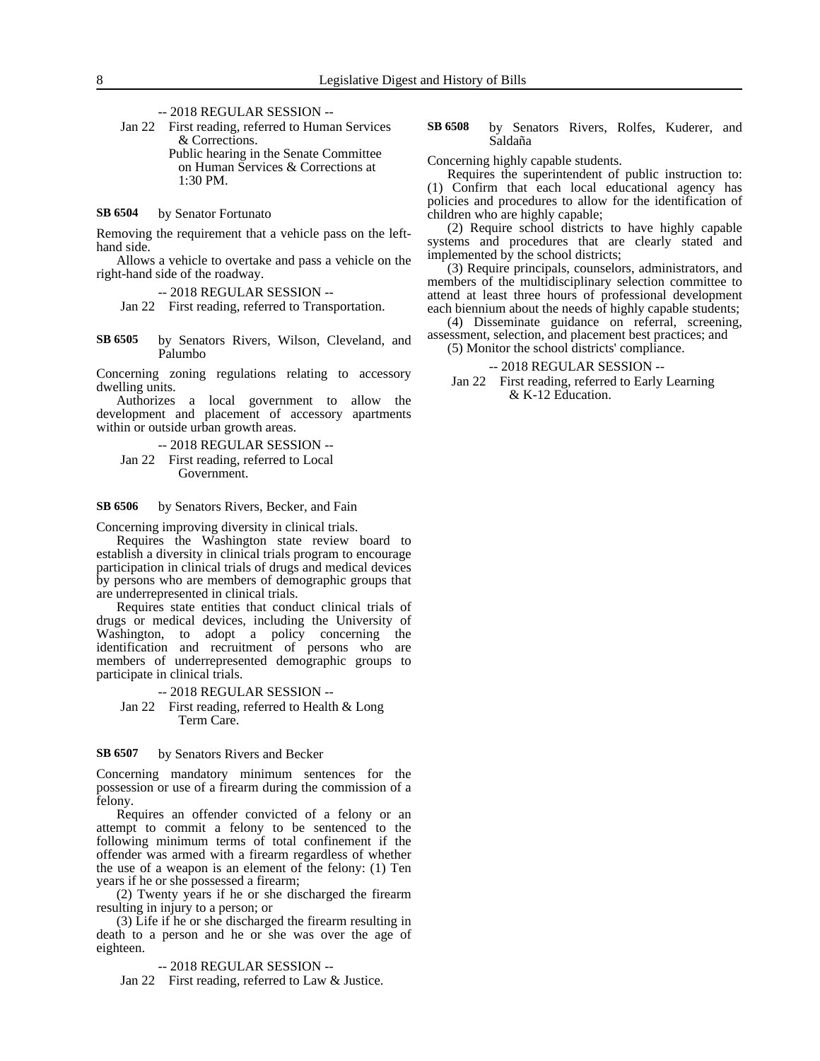-- 2018 REGULAR SESSION --

Jan 22 First reading, referred to Human Services & Corrections.
Public hearing in the Senate Committee on Human Services & Corrections at 1:30 PM.

**SB 6504** by Senator Fortunato

Removing the requirement that a vehicle pass on the left-hand side.

Allows a vehicle to overtake and pass a vehicle on the right-hand side of the roadway.

-- 2018 REGULAR SESSION --

Jan 22 First reading, referred to Transportation.

**SB 6505** by Senators Rivers, Wilson, Cleveland, and Palumbo

Concerning zoning regulations relating to accessory dwelling units.

Authorizes a local government to allow the development and placement of accessory apartments within or outside urban growth areas.

-- 2018 REGULAR SESSION --

Jan 22 First reading, referred to Local Government.

**SB 6506** by Senators Rivers, Becker, and Fain

Concerning improving diversity in clinical trials.

Requires the Washington state review board to establish a diversity in clinical trials program to encourage participation in clinical trials of drugs and medical devices by persons who are members of demographic groups that are underrepresented in clinical trials.

Requires state entities that conduct clinical trials of drugs or medical devices, including the University of Washington, to adopt a policy concerning the identification and recruitment of persons who are members of underrepresented demographic groups to participate in clinical trials.

-- 2018 REGULAR SESSION --

Jan 22 First reading, referred to Health & Long Term Care.

**SB 6507** by Senators Rivers and Becker

Concerning mandatory minimum sentences for the possession or use of a firearm during the commission of a felony.

Requires an offender convicted of a felony or an attempt to commit a felony to be sentenced to the following minimum terms of total confinement if the offender was armed with a firearm regardless of whether the use of a weapon is an element of the felony: (1) Ten years if he or she possessed a firearm;

(2) Twenty years if he or she discharged the firearm resulting in injury to a person; or

(3) Life if he or she discharged the firearm resulting in death to a person and he or she was over the age of eighteen.

-- 2018 REGULAR SESSION --

Jan 22 First reading, referred to Law & Justice.

**SB 6508** by Senators Rivers, Rolfes, Kuderer, and Saldaña

Concerning highly capable students.

Requires the superintendent of public instruction to: (1) Confirm that each local educational agency has policies and procedures to allow for the identification of children who are highly capable;

(2) Require school districts to have highly capable systems and procedures that are clearly stated and implemented by the school districts;

(3) Require principals, counselors, administrators, and members of the multidisciplinary selection committee to attend at least three hours of professional development each biennium about the needs of highly capable students;

(4) Disseminate guidance on referral, screening, assessment, selection, and placement best practices; and

(5) Monitor the school districts' compliance.

-- 2018 REGULAR SESSION --

Jan 22 First reading, referred to Early Learning & K-12 Education.